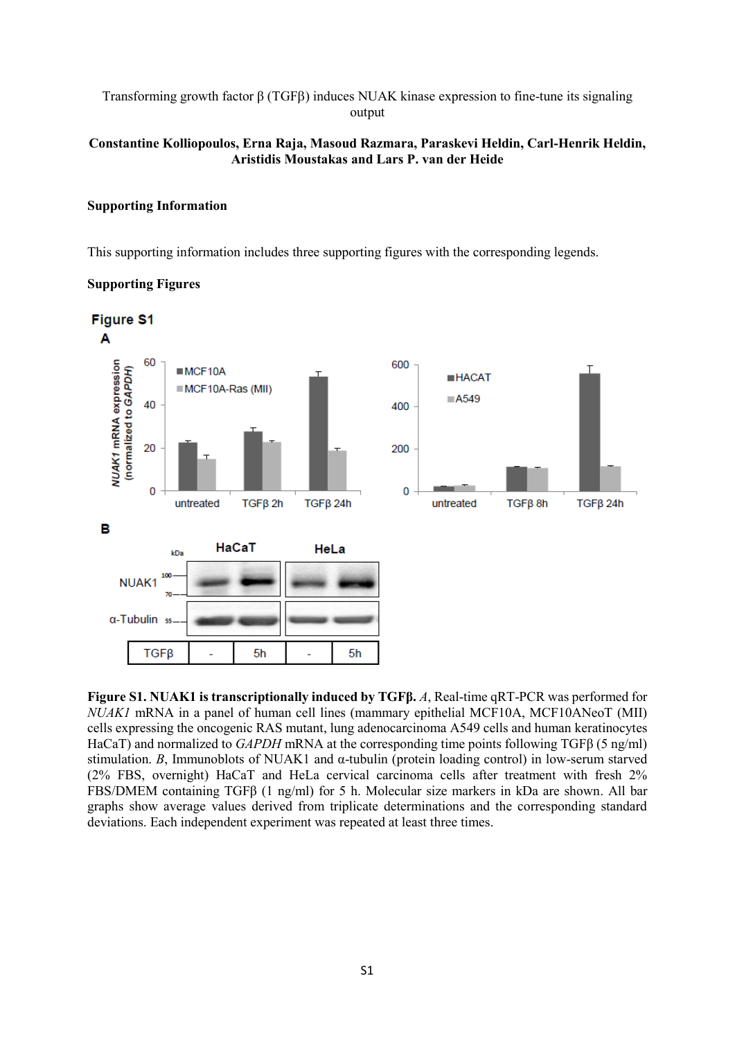Transforming growth factor β (TGFβ) induces NUAK kinase expression to fine-tune its signaling output

**Constantine Kolliopoulos, Erna Raja, Masoud Razmara, Paraskevi Heldin, Carl-Henrik Heldin, Aristidis Moustakas and Lars P. van der Heide**

**Supporting Information**

This supporting information includes three supporting figures with the corresponding legends.

**Supporting Figures**

**Figure S1**

**A**

*NUAK1* mRNA expression (normalized to *GAPDH*)

60
40
20
0

MCF10A
MCF10A-Ras (MII)

untreated
TGFβ 2h
TGFβ 24h

600
400
200
0

HACAT
A549

untreated
TGFβ 8h
TGFβ 24h

**B**

kDa

HaCaT
HeLa

NUAK1
100
70

α-Tubulin
55

TGFβ
-
5h
-
5h

**Figure S1. NUAK1 is transcriptionally induced by TGFβ.** *A*, Real-time qRT-PCR was performed for *NUAK1* mRNA in a panel of human cell lines (mammary epithelial MCF10A, MCF10ANeoT (MII) cells expressing the oncogenic RAS mutant, lung adenocarcinoma A549 cells and human keratinocytes HaCaT) and normalized to *GAPDH* mRNA at the corresponding time points following TGFβ (5 ng/ml) stimulation. *B*, Immunoblots of NUAK1 and α-tubulin (protein loading control) in low-serum starved (2% FBS, overnight) HaCaT and HeLa cervical carcinoma cells after treatment with fresh 2% FBS/DMEM containing TGFβ (1 ng/ml) for 5 h. Molecular size markers in kDa are shown. All bar graphs show average values derived from triplicate determinations and the corresponding standard deviations. Each independent experiment was repeated at least three times.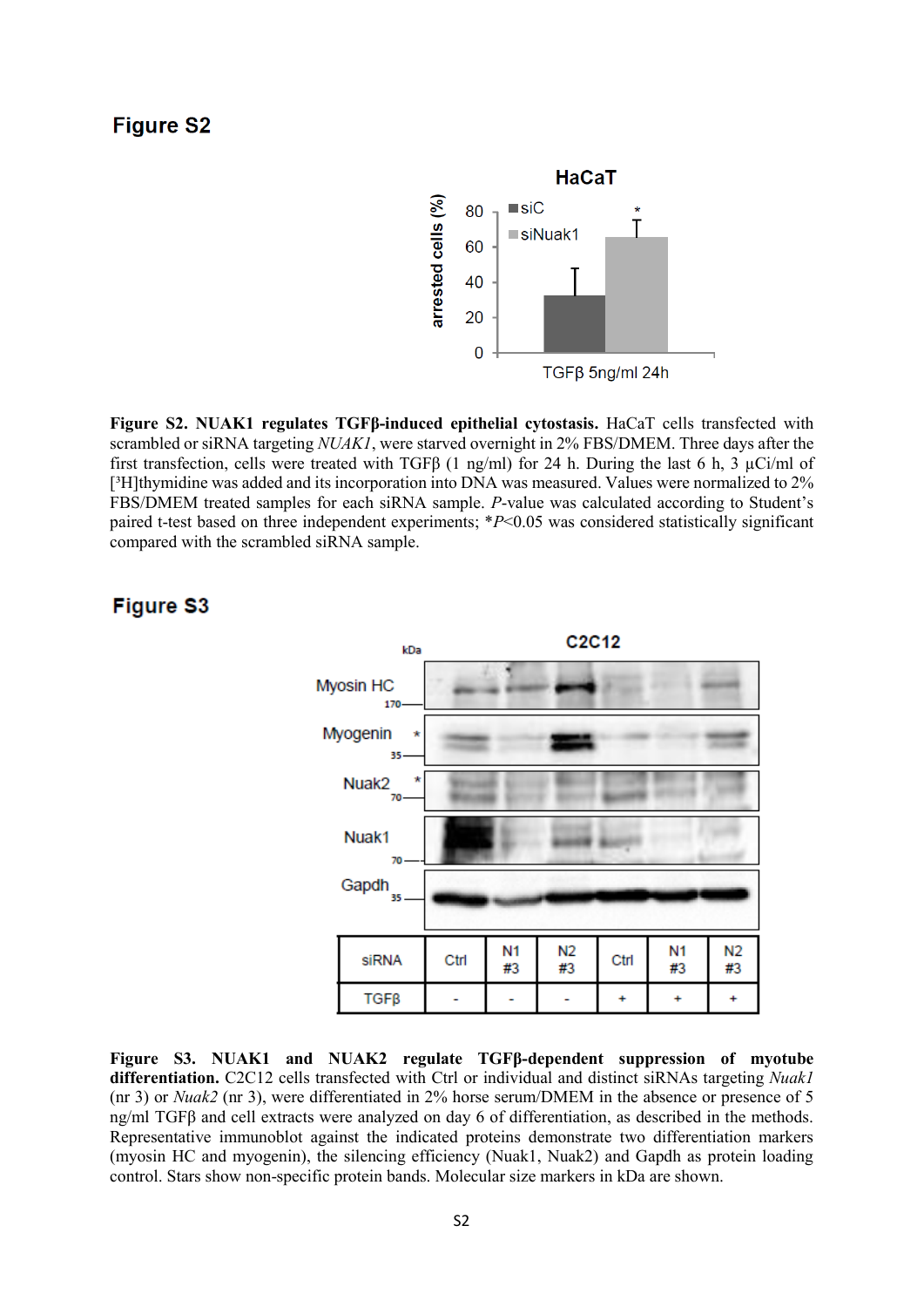## Figure S2

HaCaT

arrested cells (%)

80
60
40
20
0

siC
siNuak1

*

TGFβ 5ng/ml 24h

**Figure S2. NUAK1 regulates TGFβ-induced epithelial cytostasis.** HaCaT cells transfected with scrambled or siRNA targeting *NUAK1*, were starved overnight in 2% FBS/DMEM. Three days after the first transfection, cells were treated with TGFβ (1 ng/ml) for 24 h. During the last 6 h, 3 μCi/ml of [$^3$H]thymidine was added and its incorporation into DNA was measured. Values were normalized to 2% FBS/DMEM treated samples for each siRNA sample. *P*-value was calculated according to Student's paired t-test based on three independent experiments; *$P<0.05$ was considered statistically significant compared with the scrambled siRNA sample.

## Figure S3

C2C12

kDa

Myosin HC 170

Myogenin * 35

Nuak2 * 70

Nuak1 70

Gapdh 35

| siRNA | Ctrl | N1 #3 | N2 #3 | Ctrl | N1 #3 | N2 #3 |
|---|---|---|---|---|---|---|
| TGFβ | - | - | - | + | + | + |

**Figure S3. NUAK1 and NUAK2 regulate TGFβ-dependent suppression of myotube differentiation.** C2C12 cells transfected with Ctrl or individual and distinct siRNAs targeting *Nuak1* (nr 3) or *Nuak2* (nr 3), were differentiated in 2% horse serum/DMEM in the absence or presence of 5 ng/ml TGFβ and cell extracts were analyzed on day 6 of differentiation, as described in the methods. Representative immunoblot against the indicated proteins demonstrate two differentiation markers (myosin HC and myogenin), the silencing efficiency (Nuak1, Nuak2) and Gapdh as protein loading control. Stars show non-specific protein bands. Molecular size markers in kDa are shown.